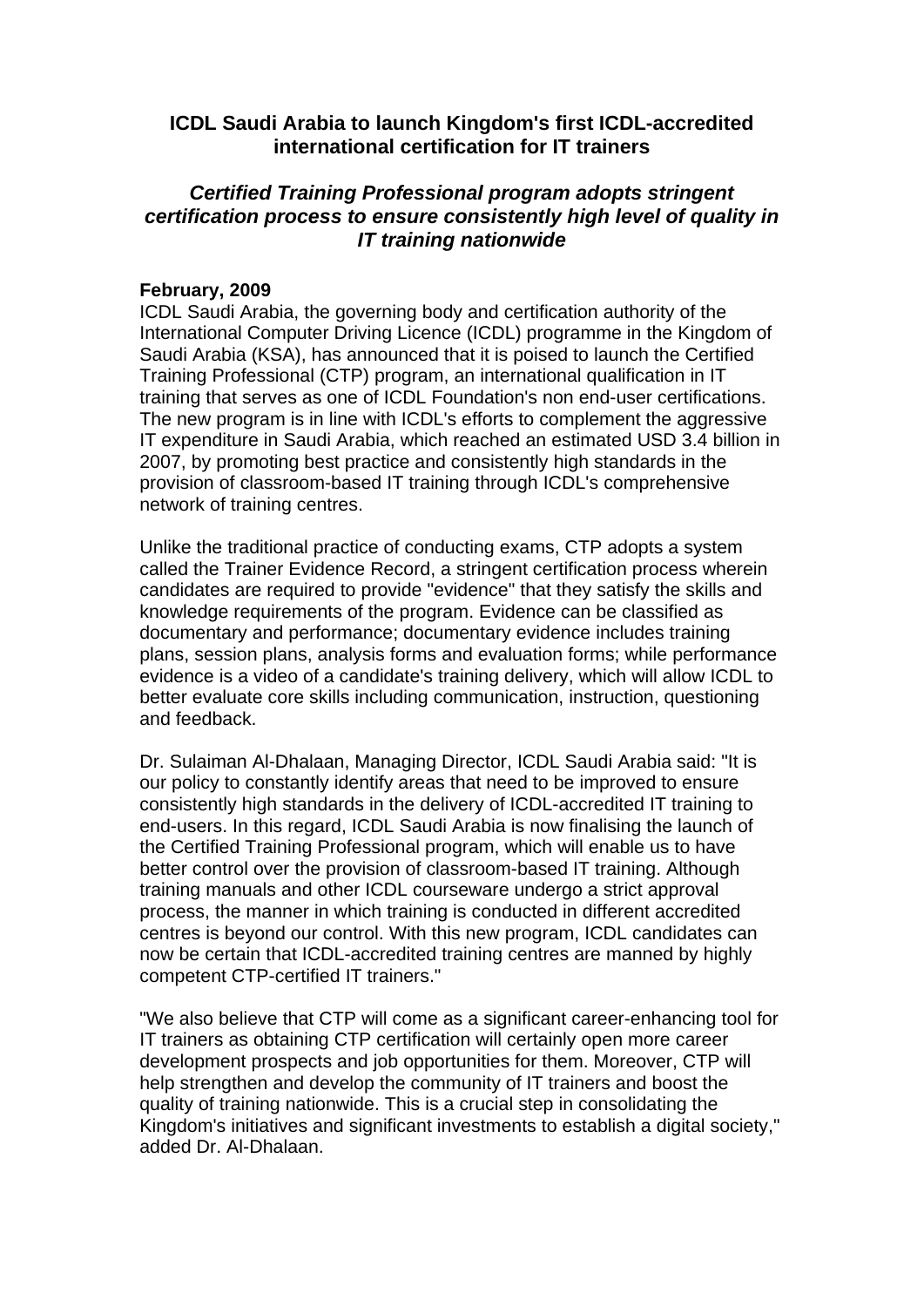# ICDL Saudi Arabia to launch Kingdom's first ICDL-accredited international certification for IT trainers

## *Certified Training Professional program adopts stringent certification process to ensure consistently high level of quality in IT training nationwide*

**February, 2009**

ICDL Saudi Arabia, the governing body and certification authority of the International Computer Driving Licence (ICDL) programme in the Kingdom of Saudi Arabia (KSA), has announced that it is poised to launch the Certified Training Professional (CTP) program, an international qualification in IT training that serves as one of ICDL Foundation's non end-user certifications. The new program is in line with ICDL's efforts to complement the aggressive IT expenditure in Saudi Arabia, which reached an estimated USD 3.4 billion in 2007, by promoting best practice and consistently high standards in the provision of classroom-based IT training through ICDL's comprehensive network of training centres.

Unlike the traditional practice of conducting exams, CTP adopts a system called the Trainer Evidence Record, a stringent certification process wherein candidates are required to provide "evidence" that they satisfy the skills and knowledge requirements of the program. Evidence can be classified as documentary and performance; documentary evidence includes training plans, session plans, analysis forms and evaluation forms; while performance evidence is a video of a candidate's training delivery, which will allow ICDL to better evaluate core skills including communication, instruction, questioning and feedback.

Dr. Sulaiman Al-Dhalaan, Managing Director, ICDL Saudi Arabia said: "It is our policy to constantly identify areas that need to be improved to ensure consistently high standards in the delivery of ICDL-accredited IT training to end-users. In this regard, ICDL Saudi Arabia is now finalising the launch of the Certified Training Professional program, which will enable us to have better control over the provision of classroom-based IT training. Although training manuals and other ICDL courseware undergo a strict approval process, the manner in which training is conducted in different accredited centres is beyond our control. With this new program, ICDL candidates can now be certain that ICDL-accredited training centres are manned by highly competent CTP-certified IT trainers."

"We also believe that CTP will come as a significant career-enhancing tool for IT trainers as obtaining CTP certification will certainly open more career development prospects and job opportunities for them. Moreover, CTP will help strengthen and develop the community of IT trainers and boost the quality of training nationwide. This is a crucial step in consolidating the Kingdom's initiatives and significant investments to establish a digital society," added Dr. Al-Dhalaan.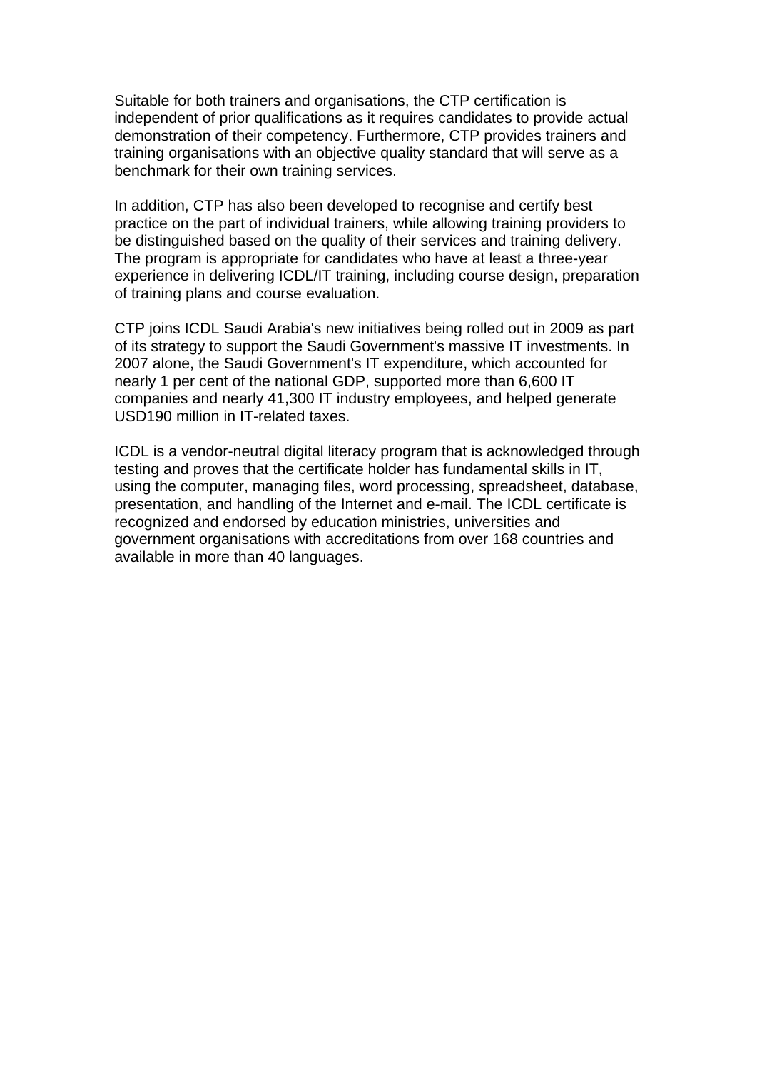Suitable for both trainers and organisations, the CTP certification is independent of prior qualifications as it requires candidates to provide actual demonstration of their competency. Furthermore, CTP provides trainers and training organisations with an objective quality standard that will serve as a benchmark for their own training services.

In addition, CTP has also been developed to recognise and certify best practice on the part of individual trainers, while allowing training providers to be distinguished based on the quality of their services and training delivery. The program is appropriate for candidates who have at least a three-year experience in delivering ICDL/IT training, including course design, preparation of training plans and course evaluation.

CTP joins ICDL Saudi Arabia's new initiatives being rolled out in 2009 as part of its strategy to support the Saudi Government's massive IT investments. In 2007 alone, the Saudi Government's IT expenditure, which accounted for nearly 1 per cent of the national GDP, supported more than 6,600 IT companies and nearly 41,300 IT industry employees, and helped generate USD190 million in IT-related taxes.

ICDL is a vendor-neutral digital literacy program that is acknowledged through testing and proves that the certificate holder has fundamental skills in IT, using the computer, managing files, word processing, spreadsheet, database, presentation, and handling of the Internet and e-mail. The ICDL certificate is recognized and endorsed by education ministries, universities and government organisations with accreditations from over 168 countries and available in more than 40 languages.